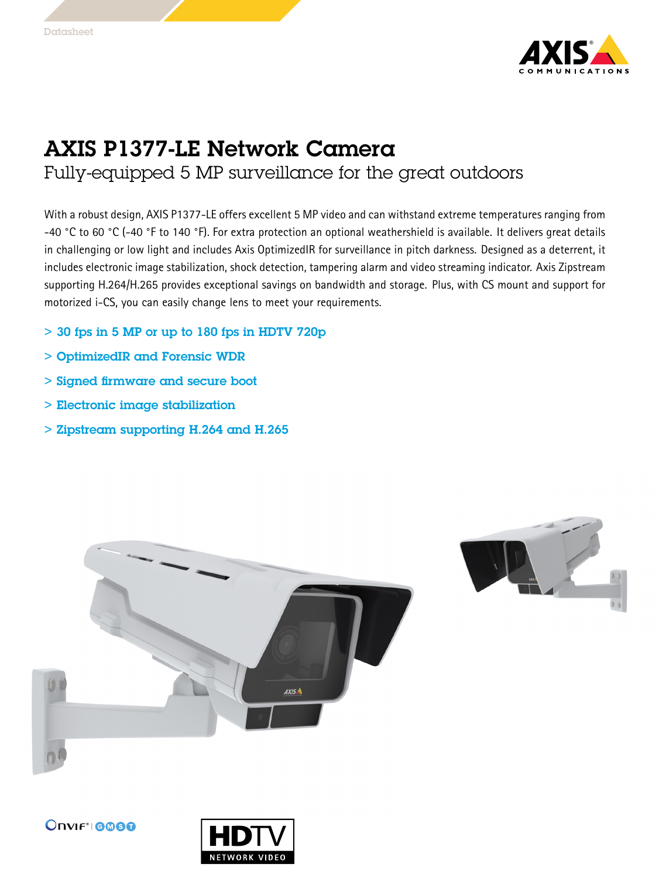Datasheet

# AXIS P1377-LE Network Camera

## Fully-equipped 5 MP surveillance for the great outdoors

With a robust design, AXIS P1377-LE offers excellent 5 MP video and can withstand extreme temperatures ranging from -40 °C to 60 °C (-40 °F to 140 °F). For extra protection an optional weathershield is available. It delivers great details in challenging or low light and includes Axis OptimizedIR for surveillance in pitch darkness. Designed as a deterrent, it includes electronic image stabilization, shock detection, tampering alarm and video streaming indicator. Axis Zipstream supporting H.264/H.265 provides exceptional savings on bandwidth and storage. Plus, with CS mount and support for motorized i-CS, you can easily change lens to meet your requirements.

- 30 fps in 5 MP or up to 180 fps in HDTV 720p
- OptimizedIR and Forensic WDR
- Signed firmware and secure boot
- Electronic image stabilization
- Zipstream supporting H.264 and H.265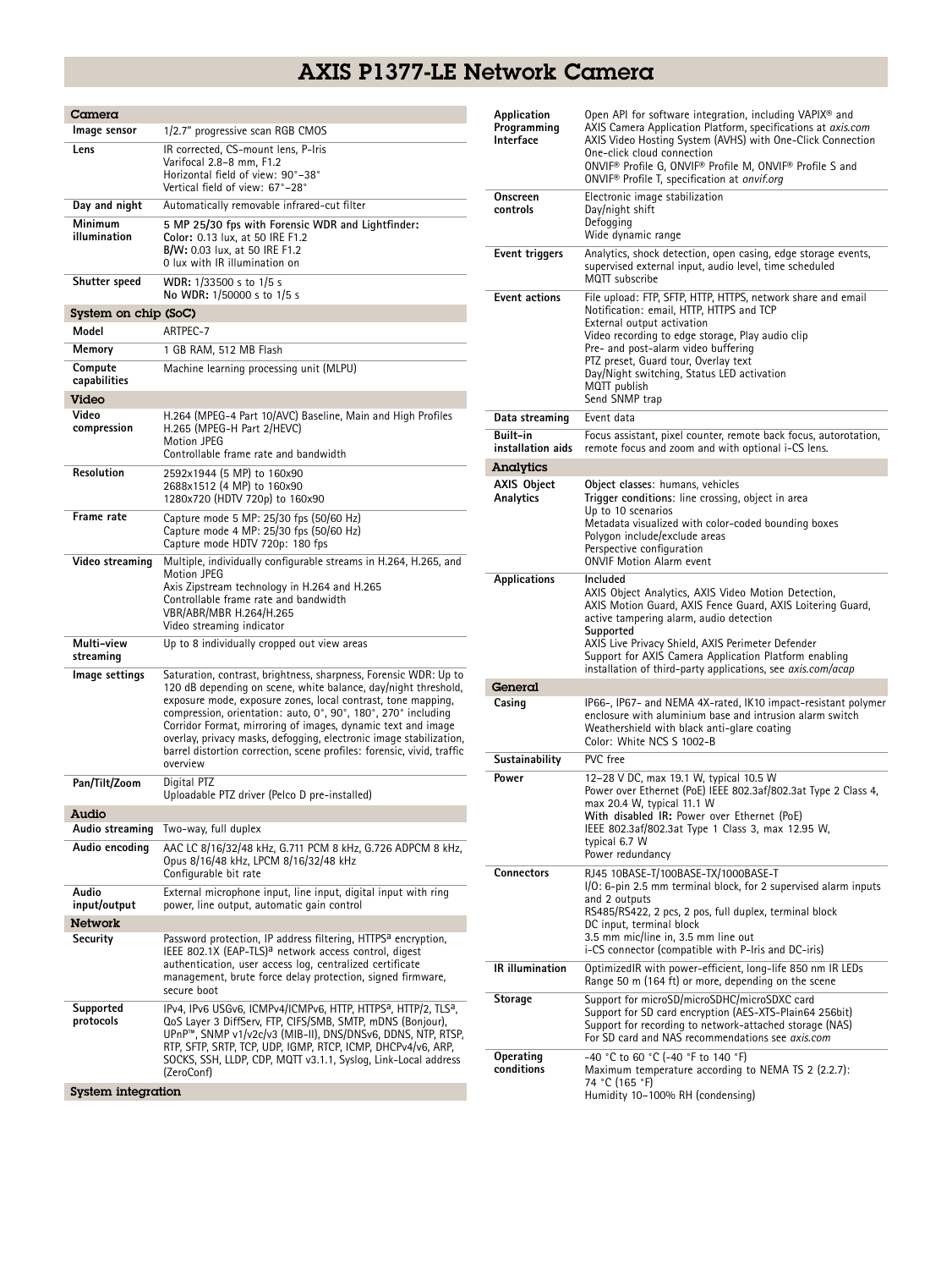# AXIS P1377-LE Network Camera

## Camera

| | |
|---|---|
| **Image sensor** | 1/2.7" progressive scan RGB CMOS |
| **Lens** | IR corrected, CS-mount lens, P-Iris<br>Varifocal 2.8–8 mm, F1.2<br>Horizontal field of view: 90°–38°<br>Vertical field of view: 67°–28° |
| **Day and night** | Automatically removable infrared-cut filter |
| **Minimum illumination** | **5 MP 25/30 fps with Forensic WDR and Lightfinder:**<br>**Color:** 0.13 lux, at 50 IRE F1.2<br>**B/W:** 0.03 lux, at 50 IRE F1.2<br>0 lux with IR illumination on |
| **Shutter speed** | **WDR:** 1/33500 s to 1/5 s<br>**No WDR:** 1/50000 s to 1/5 s |

## System on chip (SoC)

| | |
|---|---|
| **Model** | ARTPEC-7 |
| **Memory** | 1 GB RAM, 512 MB Flash |
| **Compute capabilities** | Machine learning processing unit (MLPU) |

## Video

| | |
|---|---|
| **Video compression** | H.264 (MPEG-4 Part 10/AVC) Baseline, Main and High Profiles<br>H.265 (MPEG-H Part 2/HEVC)<br>Motion JPEG<br>Controllable frame rate and bandwidth |
| **Resolution** | 2592x1944 (5 MP) to 160x90<br>2688x1512 (4 MP) to 160x90<br>1280x720 (HDTV 720p) to 160x90 |
| **Frame rate** | Capture mode 5 MP: 25/30 fps (50/60 Hz)<br>Capture mode 4 MP: 25/30 fps (50/60 Hz)<br>Capture mode HDTV 720p: 180 fps |
| **Video streaming** | Multiple, individually configurable streams in H.264, H.265, and Motion JPEG<br>Axis Zipstream technology in H.264 and H.265<br>Controllable frame rate and bandwidth<br>VBR/ABR/MBR H.264/H.265<br>Video streaming indicator |
| **Multi-view streaming** | Up to 8 individually cropped out view areas |
| **Image settings** | Saturation, contrast, brightness, sharpness, Forensic WDR: Up to 120 dB depending on scene, white balance, day/night threshold, exposure mode, exposure zones, local contrast, tone mapping, compression, orientation: auto, 0°, 90°, 180°, 270° including Corridor Format, mirroring of images, dynamic text and image overlay, privacy masks, defogging, electronic image stabilization, barrel distortion correction, scene profiles: forensic, vivid, traffic overview |
| **Pan/Tilt/Zoom** | Digital PTZ<br>Uploadable PTZ driver (Pelco D pre-installed) |

## Audio

| | |
|---|---|
| **Audio streaming** | Two-way, full duplex |
| **Audio encoding** | AAC LC 8/16/32/48 kHz, G.711 PCM 8 kHz, G.726 ADPCM 8 kHz, Opus 8/16/48 kHz, LPCM 8/16/32/48 kHz<br>Configurable bit rate |
| **Audio input/output** | External microphone input, line input, digital input with ring power, line output, automatic gain control |

## Network

| | |
|---|---|
| **Security** | Password protection, IP address filtering, HTTPS[a] encryption, IEEE 802.1X (EAP-TLS)[a] network access control, digest authentication, user access log, centralized certificate management, brute force delay protection, signed firmware, secure boot |
| **Supported protocols** | IPv4, IPv6 USGv6, ICMPv4/ICMPv6, HTTP, HTTPS[a], HTTP/2, TLS[a], QoS Layer 3 DiffServ, FTP, CIFS/SMB, SMTP, mDNS (Bonjour), UPnP™, SNMP v1/v2c/v3 (MIB-II), DNS/DNSv6, DDNS, NTP, RTSP, RTP, SFTP, SRTP, TCP, UDP, IGMP, RTCP, ICMP, DHCPv4/v6, ARP, SOCKS, SSH, LLDP, CDP, MQTT v3.1.1, Syslog, Link-Local address (ZeroConf) |

## System integration

| | |
|---|---|
| **Application Programming Interface** | Open API for software integration, including VAPIX® and AXIS Camera Application Platform, specifications at *axis.com*<br>AXIS Video Hosting System (AVHS) with One-Click Connection<br>One-click cloud connection<br>ONVIF® Profile G, ONVIF® Profile M, ONVIF® Profile S and ONVIF® Profile T, specification at *onvif.org* |
| **Onscreen controls** | Electronic image stabilization<br>Day/night shift<br>Defogging<br>Wide dynamic range |
| **Event triggers** | Analytics, shock detection, open casing, edge storage events, supervised external input, audio level, time scheduled<br>MQTT subscribe |
| **Event actions** | File upload: FTP, SFTP, HTTP, HTTPS, network share and email<br>Notification: email, HTTP, HTTPS and TCP<br>External output activation<br>Video recording to edge storage, Play audio clip<br>Pre- and post-alarm video buffering<br>PTZ preset, Guard tour, Overlay text<br>Day/Night switching, Status LED activation<br>MQTT publish<br>Send SNMP trap |
| **Data streaming** | Event data |
| **Built-in installation aids** | Focus assistant, pixel counter, remote back focus, autorotation, remote focus and zoom and with optional i-CS lens. |

## Analytics

| | |
|---|---|
| **AXIS Object Analytics** | **Object classes**: humans, vehicles<br>**Trigger conditions**: line crossing, object in area<br>Up to 10 scenarios<br>Metadata visualized with color-coded bounding boxes<br>Polygon include/exclude areas<br>Perspective configuration<br>ONVIF Motion Alarm event |
| **Applications** | **Included**<br>AXIS Object Analytics, AXIS Video Motion Detection, AXIS Motion Guard, AXIS Fence Guard, AXIS Loitering Guard, active tampering alarm, audio detection<br>**Supported**<br>AXIS Live Privacy Shield, AXIS Perimeter Defender<br>Support for AXIS Camera Application Platform enabling installation of third-party applications, see *axis.com/acap* |

## General

| | |
|---|---|
| **Casing** | IP66-, IP67- and NEMA 4X-rated, IK10 impact-resistant polymer enclosure with aluminium base and intrusion alarm switch<br>Weathershield with black anti-glare coating<br>Color: White NCS S 1002-B |
| **Sustainability** | PVC free |
| **Power** | 12–28 V DC, max 19.1 W, typical 10.5 W<br>Power over Ethernet (PoE) IEEE 802.3af/802.3at Type 2 Class 4, max 20.4 W, typical 11.1 W<br>**With disabled IR:** Power over Ethernet (PoE) IEEE 802.3af/802.3at Type 1 Class 3, max 12.95 W, typical 6.7 W<br>Power redundancy |
| **Connectors** | RJ45 10BASE-T/100BASE-TX/1000BASE-T<br>I/O: 6-pin 2.5 mm terminal block, for 2 supervised alarm inputs and 2 outputs<br>RS485/RS422, 2 pcs, 2 pos, full duplex, terminal block<br>DC input, terminal block<br>3.5 mm mic/line in, 3.5 mm line out<br>i-CS connector (compatible with P-Iris and DC-iris) |
| **IR illumination** | OptimizedIR with power-efficient, long-life 850 nm IR LEDs<br>Range 50 m (164 ft) or more, depending on the scene |
| **Storage** | Support for microSD/microSDHC/microSDXC card<br>Support for SD card encryption (AES-XTS-Plain64 256bit)<br>Support for recording to network-attached storage (NAS)<br>For SD card and NAS recommendations see *axis.com* |
| **Operating conditions** | -40 °C to 60 °C (-40 °F to 140 °F)<br>Maximum temperature according to NEMA TS 2 (2.2.7): 74 °C (165 °F)<br>Humidity 10–100% RH (condensing) |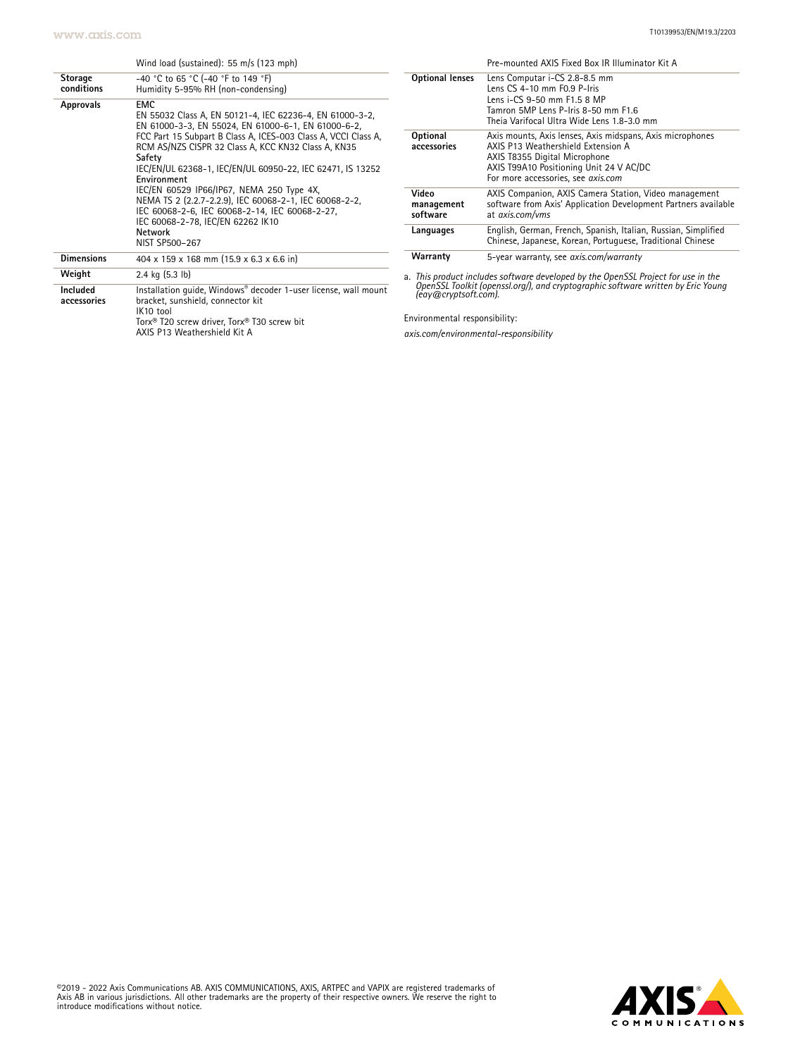| | |
|---|---|
| | Wind load (sustained): 55 m/s (123 mph) |
| **Storage conditions** | -40 °C to 65 °C (-40 °F to 149 °F)<br>Humidity 5-95% RH (non-condensing) |
| **Approvals** | **EMC**<br>EN 55032 Class A, EN 50121-4, IEC 62236-4, EN 61000-3-2, EN 61000-3-3, EN 55024, EN 61000-6-1, EN 61000-6-2, FCC Part 15 Subpart B Class A, ICES-003 Class A, VCCI Class A, RCM AS/NZS CISPR 32 Class A, KCC KN32 Class A, KN35<br>**Safety**<br>IEC/EN/UL 62368-1, IEC/EN/UL 60950-22, IEC 62471, IS 13252<br>**Environment**<br>IEC/EN 60529 IP66/IP67, NEMA 250 Type 4X, NEMA TS 2 (2.2.7-2.2.9), IEC 60068-2-1, IEC 60068-2-2, IEC 60068-2-6, IEC 60068-2-14, IEC 60068-2-27, IEC 60068-2-78, IEC/EN 62262 IK10<br>**Network**<br>NIST SP500-267 |
| **Dimensions** | 404 x 159 x 168 mm (15.9 x 6.3 x 6.6 in) |
| **Weight** | 2.4 kg (5.3 lb) |
| **Included accessories** | Installation guide, Windows® decoder 1-user license, wall mount bracket, sunshield, connector kit<br>IK10 tool<br>Torx® T20 screw driver, Torx® T30 screw bit<br>AXIS P13 Weathershield Kit A<br>Pre-mounted AXIS Fixed Box IR Illuminator Kit A |
| **Optional lenses** | Lens Computar i-CS 2.8-8.5 mm<br>Lens CS 4-10 mm F0.9 P-Iris<br>Lens i-CS 9-50 mm F1.5 8 MP<br>Tamron 5MP Lens P-Iris 8-50 mm F1.6<br>Theia Varifocal Ultra Wide Lens 1.8-3.0 mm |
| **Optional accessories** | Axis mounts, Axis lenses, Axis midspans, Axis microphones<br>AXIS P13 Weathershield Extension A<br>AXIS T8355 Digital Microphone<br>AXIS T99A10 Positioning Unit 24 V AC/DC<br>For more accessories, see *axis.com* |
| **Video management software** | AXIS Companion, AXIS Camera Station, Video management software from Axis' Application Development Partners available at *axis.com/vms* |
| **Languages** | English, German, French, Spanish, Italian, Russian, Simplified Chinese, Japanese, Korean, Portuguese, Traditional Chinese |
| **Warranty** | 5-year warranty, see *axis.com/warranty* |

a. *This product includes software developed by the OpenSSL Project for use in the OpenSSL Toolkit (openssl.org/), and cryptographic software written by Eric Young (eay@cryptsoft.com).*

Environmental responsibility:

*axis.com/environmental-responsibility*

©2019 - 2022 Axis Communications AB. AXIS COMMUNICATIONS, AXIS, ARTPEC and VAPIX are registered trademarks of Axis AB in various jurisdictions. All other trademarks are the property of their respective owners. We reserve the right to introduce modifications without notice.